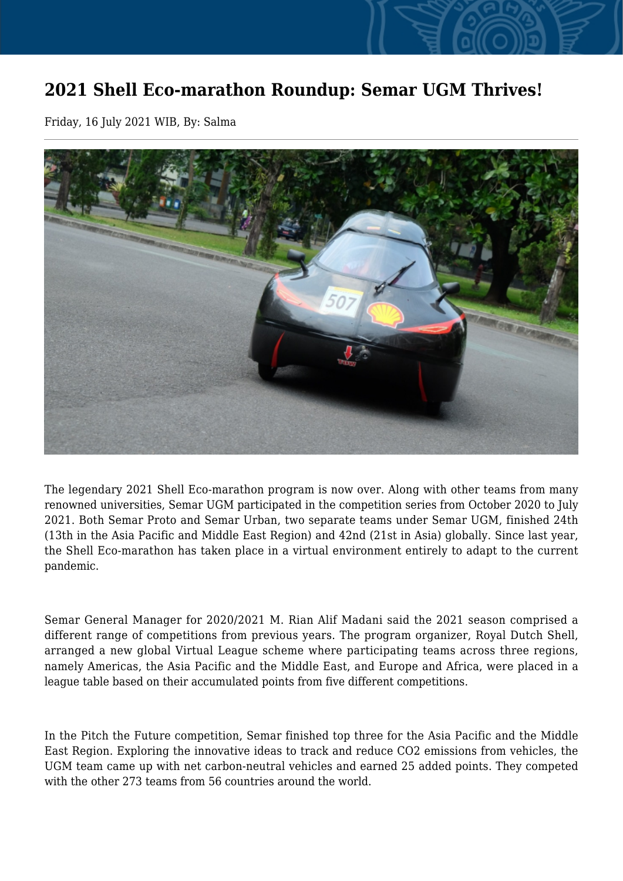# 2021 Shell Eco-marathon Roundup: Semar UGM Thrives!

Friday, 16 July 2021 WIB, By: Salma

The legendary 2021 Shell Eco-marathon program is now over. Along with other teams from many renowned universities, Semar UGM participated in the competition series from October 2020 to July 2021. Both Semar Proto and Semar Urban, two separate teams under Semar UGM, finished 24th (13th in the Asia Pacific and Middle East Region) and 42nd (21st in Asia) globally. Since last year, the Shell Eco-marathon has taken place in a virtual environment entirely to adapt to the current pandemic.

Semar General Manager for 2020/2021 M. Rian Alif Madani said the 2021 season comprised a different range of competitions from previous years. The program organizer, Royal Dutch Shell, arranged a new global Virtual League scheme where participating teams across three regions, namely Americas, the Asia Pacific and the Middle East, and Europe and Africa, were placed in a league table based on their accumulated points from five different competitions.

In the Pitch the Future competition, Semar finished top three for the Asia Pacific and the Middle East Region. Exploring the innovative ideas to track and reduce $CO_2$ emissions from vehicles, the UGM team came up with net carbon-neutral vehicles and earned 25 added points. They competed with the other 273 teams from 56 countries around the world.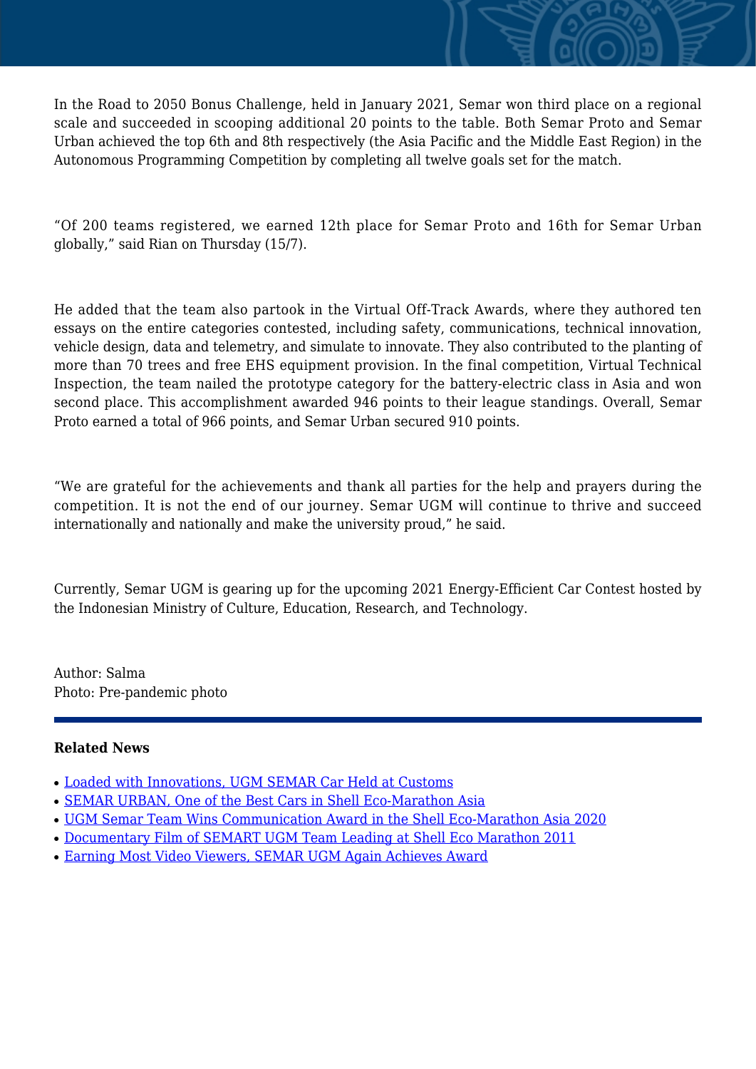In the Road to 2050 Bonus Challenge, held in January 2021, Semar won third place on a regional scale and succeeded in scooping additional 20 points to the table. Both Semar Proto and Semar Urban achieved the top 6th and 8th respectively (the Asia Pacific and the Middle East Region) in the Autonomous Programming Competition by completing all twelve goals set for the match.

"Of 200 teams registered, we earned 12th place for Semar Proto and 16th for Semar Urban globally," said Rian on Thursday (15/7).

He added that the team also partook in the Virtual Off-Track Awards, where they authored ten essays on the entire categories contested, including safety, communications, technical innovation, vehicle design, data and telemetry, and simulate to innovate. They also contributed to the planting of more than 70 trees and free EHS equipment provision. In the final competition, Virtual Technical Inspection, the team nailed the prototype category for the battery-electric class in Asia and won second place. This accomplishment awarded 946 points to their league standings. Overall, Semar Proto earned a total of 966 points, and Semar Urban secured 910 points.

"We are grateful for the achievements and thank all parties for the help and prayers during the competition. It is not the end of our journey. Semar UGM will continue to thrive and succeed internationally and nationally and make the university proud," he said.

Currently, Semar UGM is gearing up for the upcoming 2021 Energy-Efficient Car Contest hosted by the Indonesian Ministry of Culture, Education, Research, and Technology.

Author: Salma
Photo: Pre-pandemic photo

**Related News**

- Loaded with Innovations, UGM SEMAR Car Held at Customs
- SEMAR URBAN, One of the Best Cars in Shell Eco-Marathon Asia
- UGM Semar Team Wins Communication Award in the Shell Eco-Marathon Asia 2020
- Documentary Film of SEMART UGM Team Leading at Shell Eco Marathon 2011
- Earning Most Video Viewers, SEMAR UGM Again Achieves Award